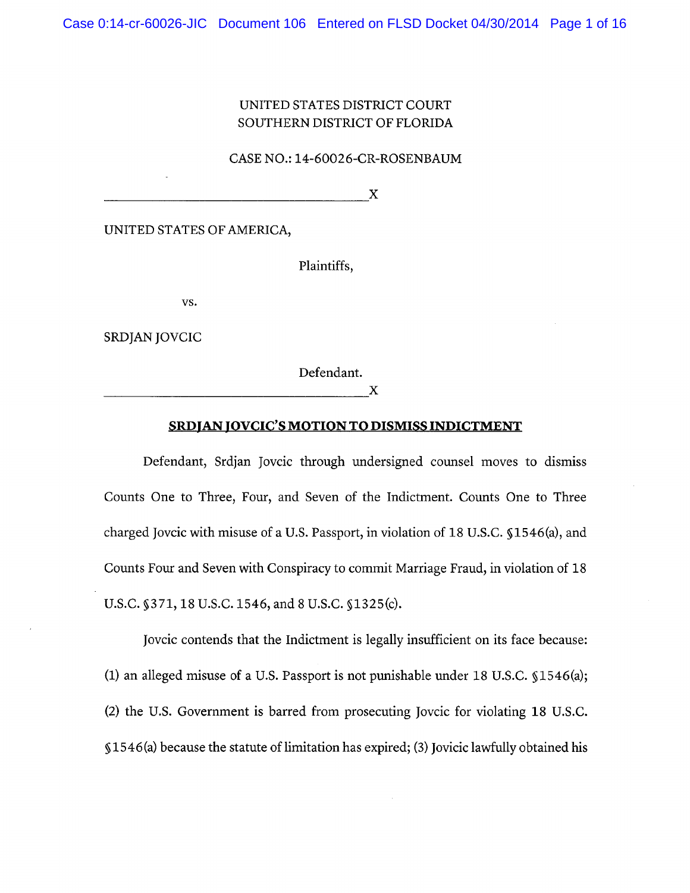UNITED STATES DISTRICT COURT
SOUTHERN DISTRICT OF FLORIDA

CASE NO.: 14-60026-CR-ROSENBAUM

\_\_\_\_\_\_\_\_\_\_\_\_\_\_\_\_\_\_\_\_\_\_\_\_\_\_\_\_\_\_\_\_\_\_\_\_\_\_\_\_X

UNITED STATES OF AMERICA,

Plaintiffs,

vs.

SRDJAN JOVCIC

Defendant.

\_\_\_\_\_\_\_\_\_\_\_\_\_\_\_\_\_\_\_\_\_\_\_\_\_\_\_\_\_\_\_\_\_\_\_\_\_\_\_\_X

**SRDJAN JOVCIC'S MOTION TO DISMISS INDICTMENT**

Defendant, Srdjan Jovcic through undersigned counsel moves to dismiss Counts One to Three, Four, and Seven of the Indictment. Counts One to Three charged Jovcic with misuse of a U.S. Passport, in violation of 18 U.S.C. §1546(a), and Counts Four and Seven with Conspiracy to commit Marriage Fraud, in violation of 18 U.S.C. §371, 18 U.S.C. 1546, and 8 U.S.C. §1325(c).

Jovcic contends that the Indictment is legally insufficient on its face because: (1) an alleged misuse of a U.S. Passport is not punishable under 18 U.S.C. §1546(a); (2) the U.S. Government is barred from prosecuting Jovcic for violating 18 U.S.C. §1546(a) because the statute of limitation has expired; (3) Jovicic lawfully obtained his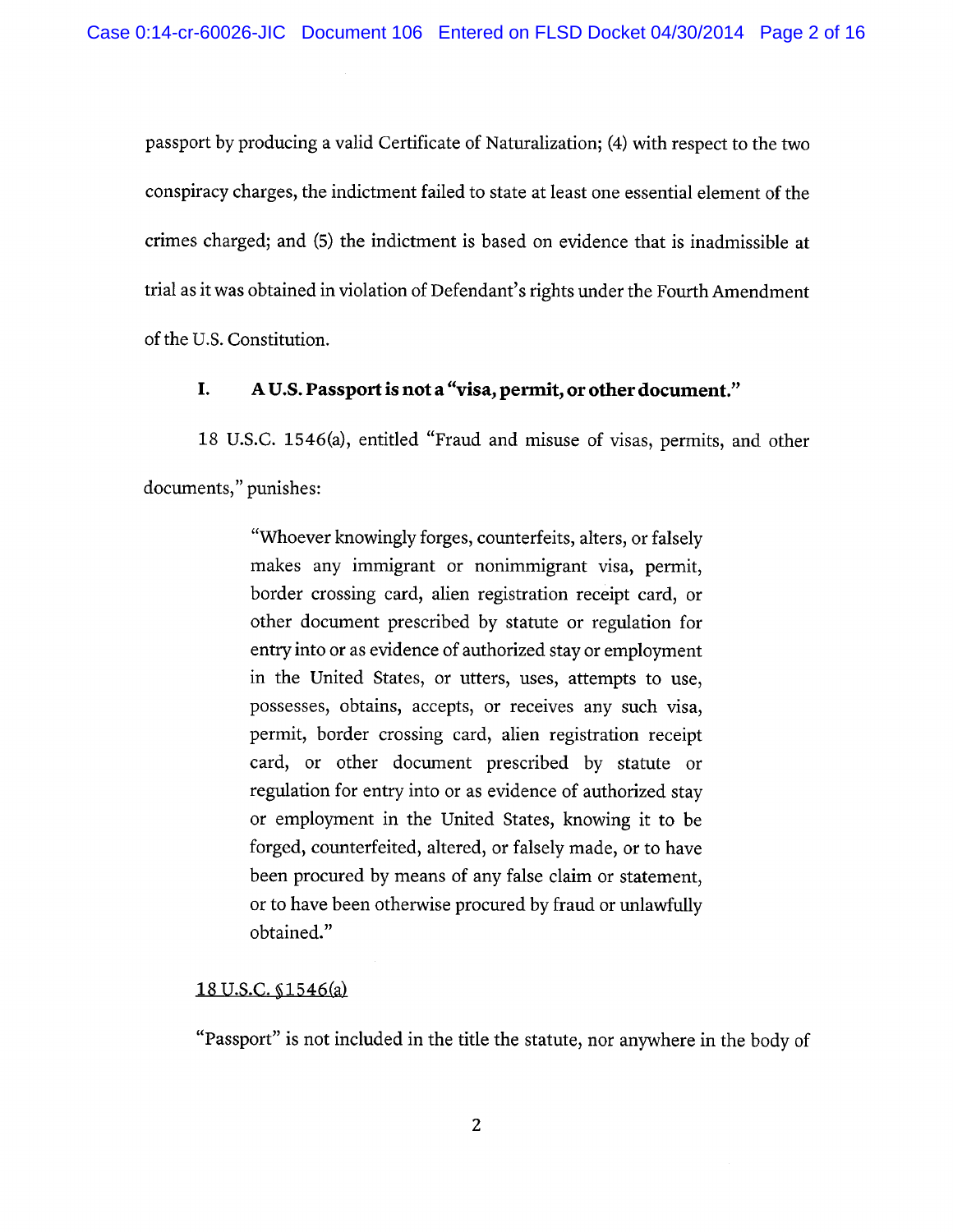passport by producing a valid Certificate of Naturalization; (4) with respect to the two conspiracy charges, the indictment failed to state at least one essential element of the crimes charged; and (5) the indictment is based on evidence that is inadmissible at trial as it was obtained in violation of Defendant's rights under the Fourth Amendment of the U.S. Constitution.

## I. A U.S. Passport is not a "visa, permit, or other document."

18 U.S.C. 1546(a), entitled "Fraud and misuse of visas, permits, and other documents," punishes:

> "Whoever knowingly forges, counterfeits, alters, or falsely makes any immigrant or nonimmigrant visa, permit, border crossing card, alien registration receipt card, or other document prescribed by statute or regulation for entry into or as evidence of authorized stay or employment in the United States, or utters, uses, attempts to use, possesses, obtains, accepts, or receives any such visa, permit, border crossing card, alien registration receipt card, or other document prescribed by statute or regulation for entry into or as evidence of authorized stay or employment in the United States, knowing it to be forged, counterfeited, altered, or falsely made, or to have been procured by means of any false claim or statement, or to have been otherwise procured by fraud or unlawfully obtained."

<u>18 U.S.C. §1546(a)</u>

"Passport" is not included in the title the statute, nor anywhere in the body of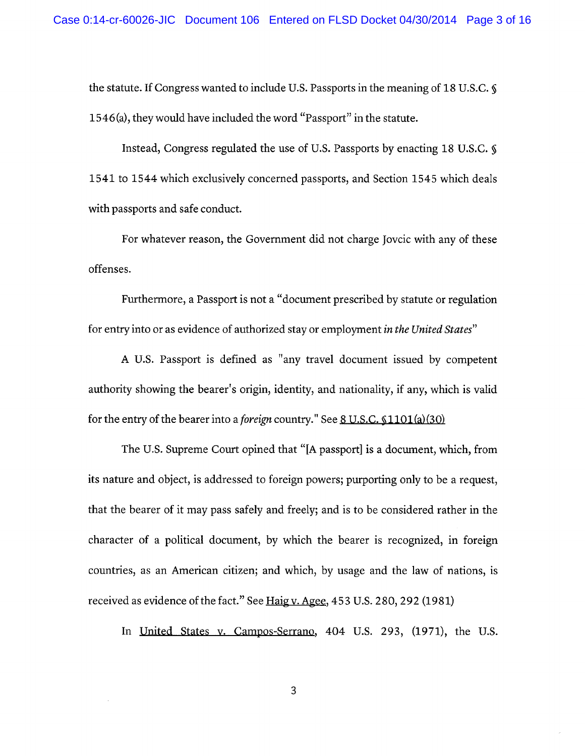the statute. If Congress wanted to include U.S. Passports in the meaning of 18 U.S.C. § 1546(a), they would have included the word "Passport" in the statute.

Instead, Congress regulated the use of U.S. Passports by enacting 18 U.S.C. § 1541 to 1544 which exclusively concerned passports, and Section 1545 which deals with passports and safe conduct.

For whatever reason, the Government did not charge Jovcic with any of these offenses.

Furthermore, a Passport is not a "document prescribed by statute or regulation for entry into or as evidence of authorized stay or employment *in the United States*"

A U.S. Passport is defined as "any travel document issued by competent authority showing the bearer's origin, identity, and nationality, if any, which is valid for the entry of the bearer into a *foreign* country." See 8 U.S.C. §1101(a)(30)

The U.S. Supreme Court opined that "[A passport] is a document, which, from its nature and object, is addressed to foreign powers; purporting only to be a request, that the bearer of it may pass safely and freely; and is to be considered rather in the character of a political document, by which the bearer is recognized, in foreign countries, as an American citizen; and which, by usage and the law of nations, is received as evidence of the fact." See Haig v. Agee, 453 U.S. 280, 292 (1981)

In United States v. Campos-Serrano, 404 U.S. 293, (1971), the U.S.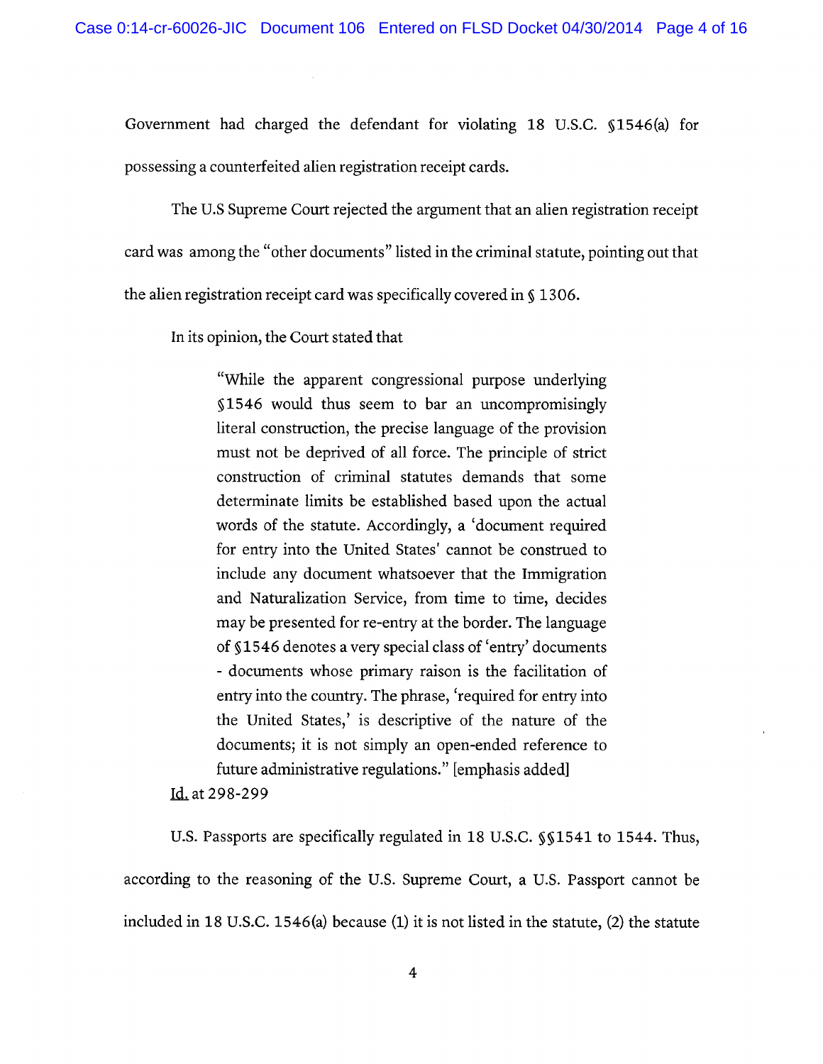Government had charged the defendant for violating 18 U.S.C. §1546(a) for possessing a counterfeited alien registration receipt cards.

The U.S Supreme Court rejected the argument that an alien registration receipt card was among the "other documents" listed in the criminal statute, pointing out that the alien registration receipt card was specifically covered in § 1306.

In its opinion, the Court stated that

> "While the apparent congressional purpose underlying §1546 would thus seem to bar an uncompromisingly literal construction, the precise language of the provision must not be deprived of all force. The principle of strict construction of criminal statutes demands that some determinate limits be established based upon the actual words of the statute. Accordingly, a 'document required for entry into the United States' cannot be construed to include any document whatsoever that the Immigration and Naturalization Service, from time to time, decides may be presented for re-entry at the border. The language of §1546 denotes a very special class of 'entry' documents - documents whose primary raison is the facilitation of entry into the country. The phrase, 'required for entry into the United States,' is descriptive of the nature of the documents; it is not simply an open-ended reference to future administrative regulations." [emphasis added]

Id. at 298-299

U.S. Passports are specifically regulated in 18 U.S.C. §§1541 to 1544. Thus, according to the reasoning of the U.S. Supreme Court, a U.S. Passport cannot be included in 18 U.S.C. 1546(a) because (1) it is not listed in the statute, (2) the statute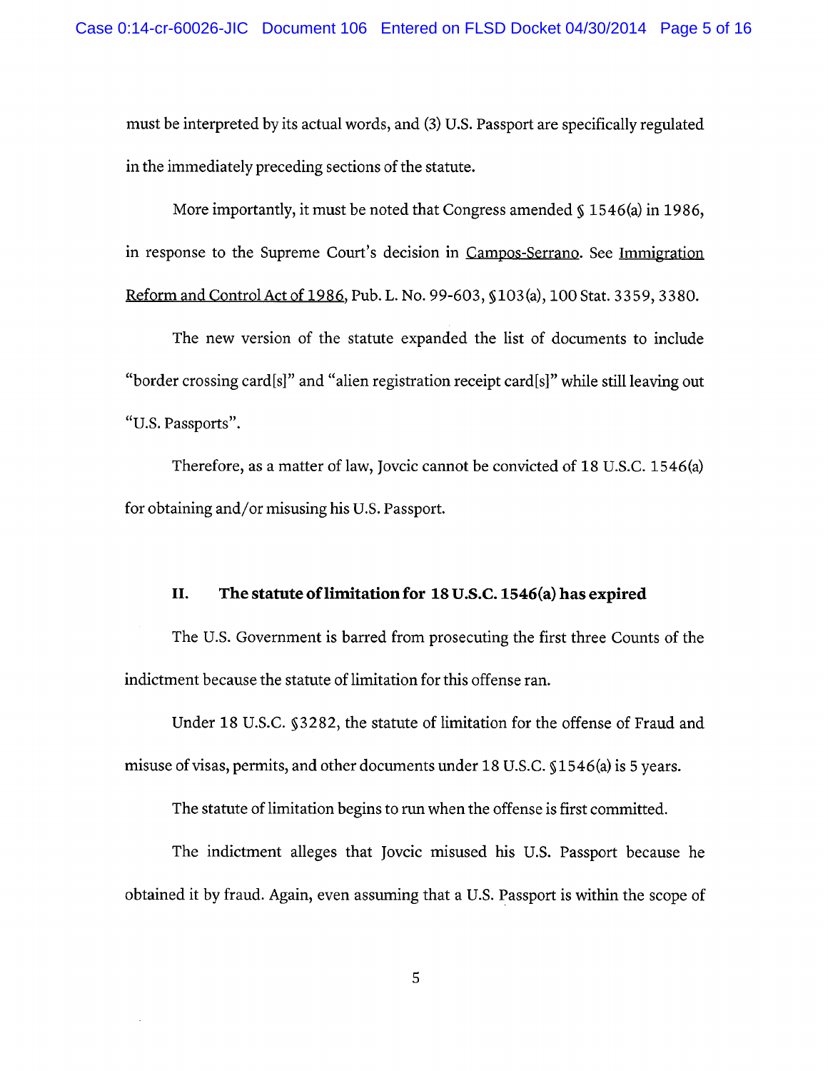must be interpreted by its actual words, and (3) U.S. Passport are specifically regulated in the immediately preceding sections of the statute.

More importantly, it must be noted that Congress amended § 1546(a) in 1986, in response to the Supreme Court's decision in Campos-Serrano. See Immigration Reform and Control Act of 1986, Pub. L. No. 99-603, §103(a), 100 Stat. 3359, 3380.

The new version of the statute expanded the list of documents to include "border crossing card[s]" and "alien registration receipt card[s]" while still leaving out "U.S. Passports".

Therefore, as a matter of law, Jovcic cannot be convicted of 18 U.S.C. 1546(a) for obtaining and/or misusing his U.S. Passport.

## II. The statute of limitation for 18 U.S.C. 1546(a) has expired

The U.S. Government is barred from prosecuting the first three Counts of the indictment because the statute of limitation for this offense ran.

Under 18 U.S.C. §3282, the statute of limitation for the offense of Fraud and misuse of visas, permits, and other documents under 18 U.S.C. §1546(a) is 5 years.

The statute of limitation begins to run when the offense is first committed.

The indictment alleges that Jovcic misused his U.S. Passport because he obtained it by fraud. Again, even assuming that a U.S. Passport is within the scope of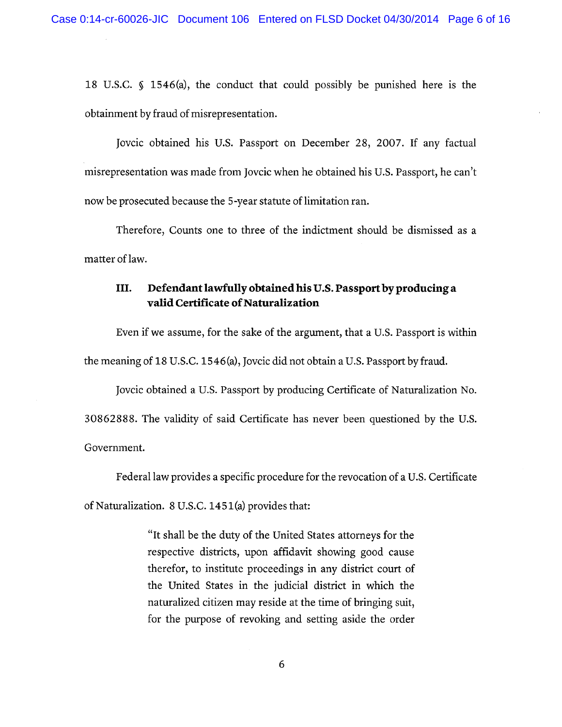18 U.S.C. § 1546(a), the conduct that could possibly be punished here is the obtainment by fraud of misrepresentation.

Jovcic obtained his U.S. Passport on December 28, 2007. If any factual misrepresentation was made from Jovcic when he obtained his U.S. Passport, he can't now be prosecuted because the 5-year statute of limitation ran.

Therefore, Counts one to three of the indictment should be dismissed as a matter of law.

### III. Defendant lawfully obtained his U.S. Passport by producing a valid Certificate of Naturalization

Even if we assume, for the sake of the argument, that a U.S. Passport is within the meaning of 18 U.S.C. 1546(a), Jovcic did not obtain a U.S. Passport by fraud.

Jovcic obtained a U.S. Passport by producing Certificate of Naturalization No. 30862888. The validity of said Certificate has never been questioned by the U.S. Government.

Federal law provides a specific procedure for the revocation of a U.S. Certificate of Naturalization. 8 U.S.C. 1451(a) provides that:

> "It shall be the duty of the United States attorneys for the respective districts, upon affidavit showing good cause therefor, to institute proceedings in any district court of the United States in the judicial district in which the naturalized citizen may reside at the time of bringing suit, for the purpose of revoking and setting aside the order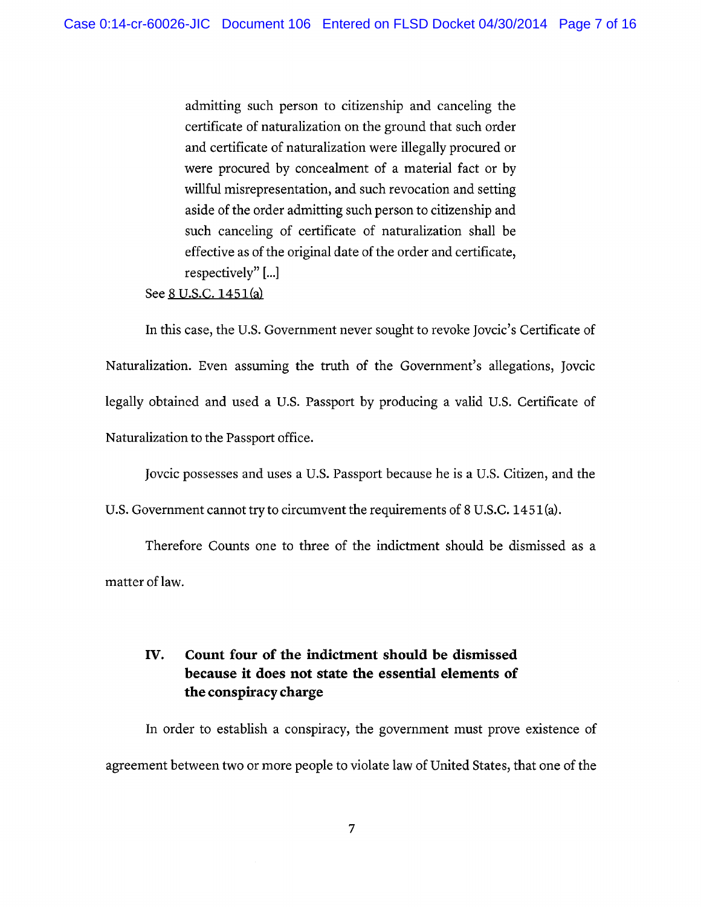> admitting such person to citizenship and canceling the certificate of naturalization on the ground that such order and certificate of naturalization were illegally procured or were procured by concealment of a material fact or by willful misrepresentation, and such revocation and setting aside of the order admitting such person to citizenship and such canceling of certificate of naturalization shall be effective as of the original date of the order and certificate, respectively" [...]

See 8 U.S.C. 1451(a)

In this case, the U.S. Government never sought to revoke Jovcic's Certificate of Naturalization. Even assuming the truth of the Government's allegations, Jovcic legally obtained and used a U.S. Passport by producing a valid U.S. Certificate of Naturalization to the Passport office.

Jovcic possesses and uses a U.S. Passport because he is a U.S. Citizen, and the U.S. Government cannot try to circumvent the requirements of 8 U.S.C. 1451(a).

Therefore Counts one to three of the indictment should be dismissed as a matter of law.

## IV. Count four of the indictment should be dismissed because it does not state the essential elements of the conspiracy charge

In order to establish a conspiracy, the government must prove existence of agreement between two or more people to violate law of United States, that one of the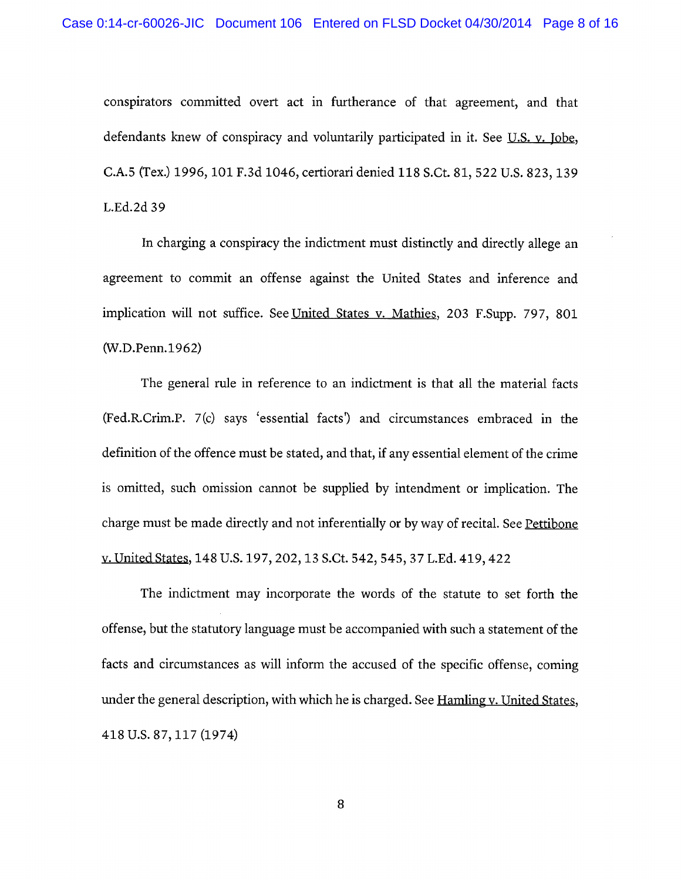conspirators committed overt act in furtherance of that agreement, and that defendants knew of conspiracy and voluntarily participated in it. See U.S. v. Jobe, C.A.5 (Tex.) 1996, 101 F.3d 1046, certiorari denied 118 S.Ct. 81, 522 U.S. 823, 139 L.Ed.2d 39

In charging a conspiracy the indictment must distinctly and directly allege an agreement to commit an offense against the United States and inference and implication will not suffice. See United States v. Mathies, 203 F.Supp. 797, 801 (W.D.Penn.1962)

The general rule in reference to an indictment is that all the material facts (Fed.R.Crim.P. 7(c) says 'essential facts') and circumstances embraced in the definition of the offence must be stated, and that, if any essential element of the crime is omitted, such omission cannot be supplied by intendment or implication. The charge must be made directly and not inferentially or by way of recital. See Pettibone v. United States, 148 U.S. 197, 202, 13 S.Ct. 542, 545, 37 L.Ed. 419, 422

The indictment may incorporate the words of the statute to set forth the offense, but the statutory language must be accompanied with such a statement of the facts and circumstances as will inform the accused of the specific offense, coming under the general description, with which he is charged. See Hamling v. United States, 418 U.S. 87, 117 (1974)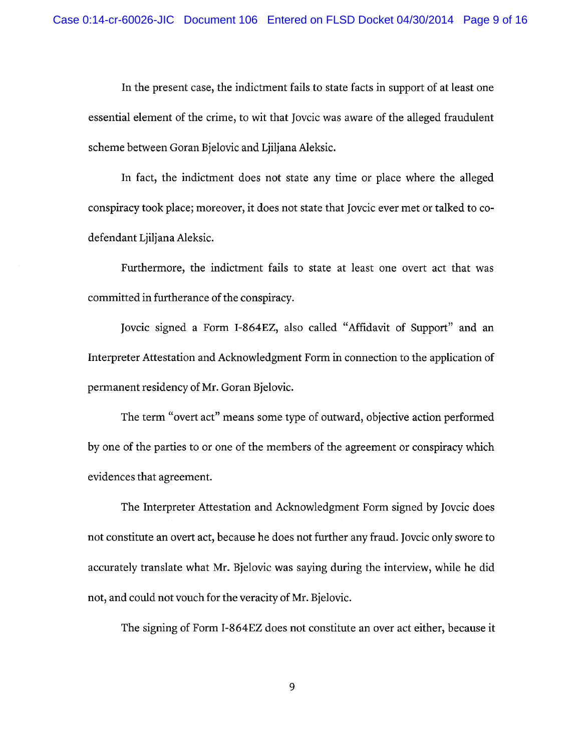In the present case, the indictment fails to state facts in support of at least one essential element of the crime, to wit that Jovcic was aware of the alleged fraudulent scheme between Goran Bjelovic and Ljiljana Aleksic.

In fact, the indictment does not state any time or place where the alleged conspiracy took place; moreover, it does not state that Jovcic ever met or talked to co-defendant Ljiljana Aleksic.

Furthermore, the indictment fails to state at least one overt act that was committed in furtherance of the conspiracy.

Jovcic signed a Form I-864EZ, also called "Affidavit of Support" and an Interpreter Attestation and Acknowledgment Form in connection to the application of permanent residency of Mr. Goran Bjelovic.

The term "overt act" means some type of outward, objective action performed by one of the parties to or one of the members of the agreement or conspiracy which evidences that agreement.

The Interpreter Attestation and Acknowledgment Form signed by Jovcic does not constitute an overt act, because he does not further any fraud. Jovcic only swore to accurately translate what Mr. Bjelovic was saying during the interview, while he did not, and could not vouch for the veracity of Mr. Bjelovic.

The signing of Form I-864EZ does not constitute an over act either, because it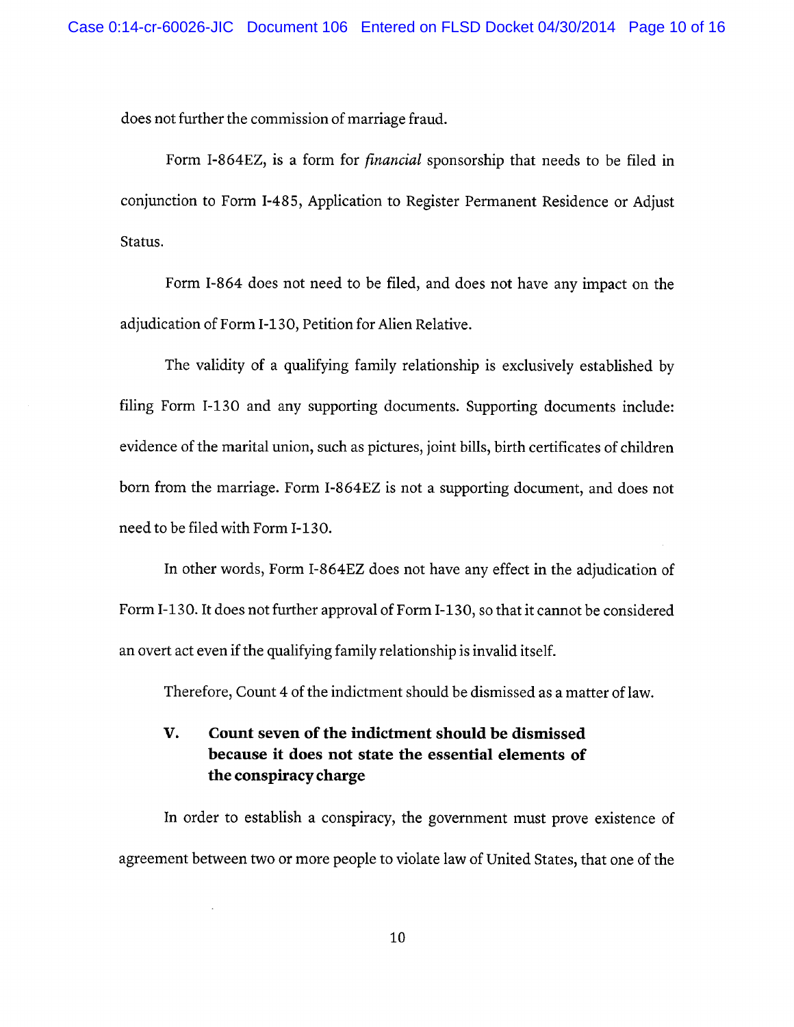does not further the commission of marriage fraud.

Form I-864EZ, is a form for *financial* sponsorship that needs to be filed in conjunction to Form I-485, Application to Register Permanent Residence or Adjust Status.

Form I-864 does not need to be filed, and does not have any impact on the adjudication of Form I-130, Petition for Alien Relative.

The validity of a qualifying family relationship is exclusively established by filing Form I-130 and any supporting documents. Supporting documents include: evidence of the marital union, such as pictures, joint bills, birth certificates of children born from the marriage. Form I-864EZ is not a supporting document, and does not need to be filed with Form I-130.

In other words, Form I-864EZ does not have any effect in the adjudication of Form I-130. It does not further approval of Form I-130, so that it cannot be considered an overt act even if the qualifying family relationship is invalid itself.

Therefore, Count 4 of the indictment should be dismissed as a matter of law.

## V. Count seven of the indictment should be dismissed because it does not state the essential elements of the conspiracy charge

In order to establish a conspiracy, the government must prove existence of agreement between two or more people to violate law of United States, that one of the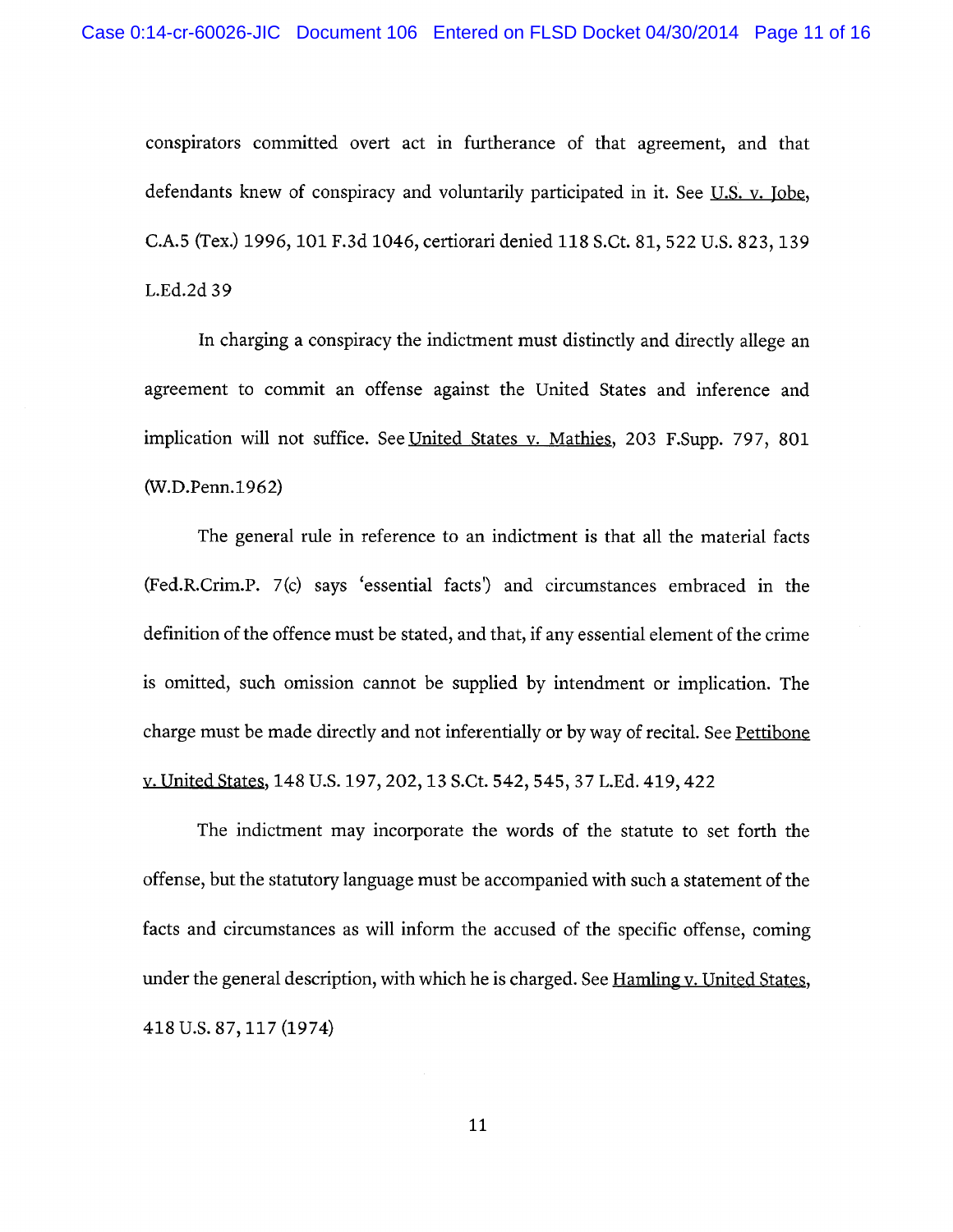conspirators committed overt act in furtherance of that agreement, and that defendants knew of conspiracy and voluntarily participated in it. See U.S. v. Jobe, C.A.5 (Tex.) 1996, 101 F.3d 1046, certiorari denied 118 S.Ct. 81, 522 U.S. 823, 139 L.Ed.2d 39

In charging a conspiracy the indictment must distinctly and directly allege an agreement to commit an offense against the United States and inference and implication will not suffice. See United States v. Mathies, 203 F.Supp. 797, 801 (W.D.Penn.1962)

The general rule in reference to an indictment is that all the material facts (Fed.R.Crim.P. 7(c) says 'essential facts') and circumstances embraced in the definition of the offence must be stated, and that, if any essential element of the crime is omitted, such omission cannot be supplied by intendment or implication. The charge must be made directly and not inferentially or by way of recital. See Pettibone v. United States, 148 U.S. 197, 202, 13 S.Ct. 542, 545, 37 L.Ed. 419, 422

The indictment may incorporate the words of the statute to set forth the offense, but the statutory language must be accompanied with such a statement of the facts and circumstances as will inform the accused of the specific offense, coming under the general description, with which he is charged. See Hamling v. United States, 418 U.S. 87, 117 (1974)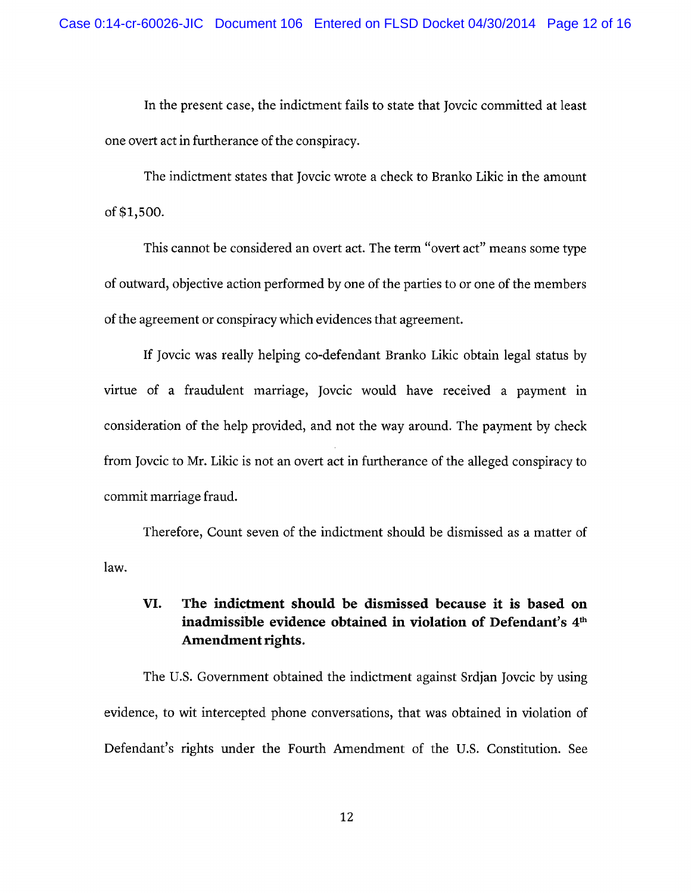In the present case, the indictment fails to state that Jovcic committed at least one overt act in furtherance of the conspiracy.

The indictment states that Jovcic wrote a check to Branko Likic in the amount of $1,500.

This cannot be considered an overt act. The term "overt act" means some type of outward, objective action performed by one of the parties to or one of the members of the agreement or conspiracy which evidences that agreement.

If Jovcic was really helping co-defendant Branko Likic obtain legal status by virtue of a fraudulent marriage, Jovcic would have received a payment in consideration of the help provided, and not the way around. The payment by check from Jovcic to Mr. Likic is not an overt act in furtherance of the alleged conspiracy to commit marriage fraud.

Therefore, Count seven of the indictment should be dismissed as a matter of law.

## VI. The indictment should be dismissed because it is based on inadmissible evidence obtained in violation of Defendant's 4th Amendment rights.

The U.S. Government obtained the indictment against Srdjan Jovcic by using evidence, to wit intercepted phone conversations, that was obtained in violation of Defendant's rights under the Fourth Amendment of the U.S. Constitution. See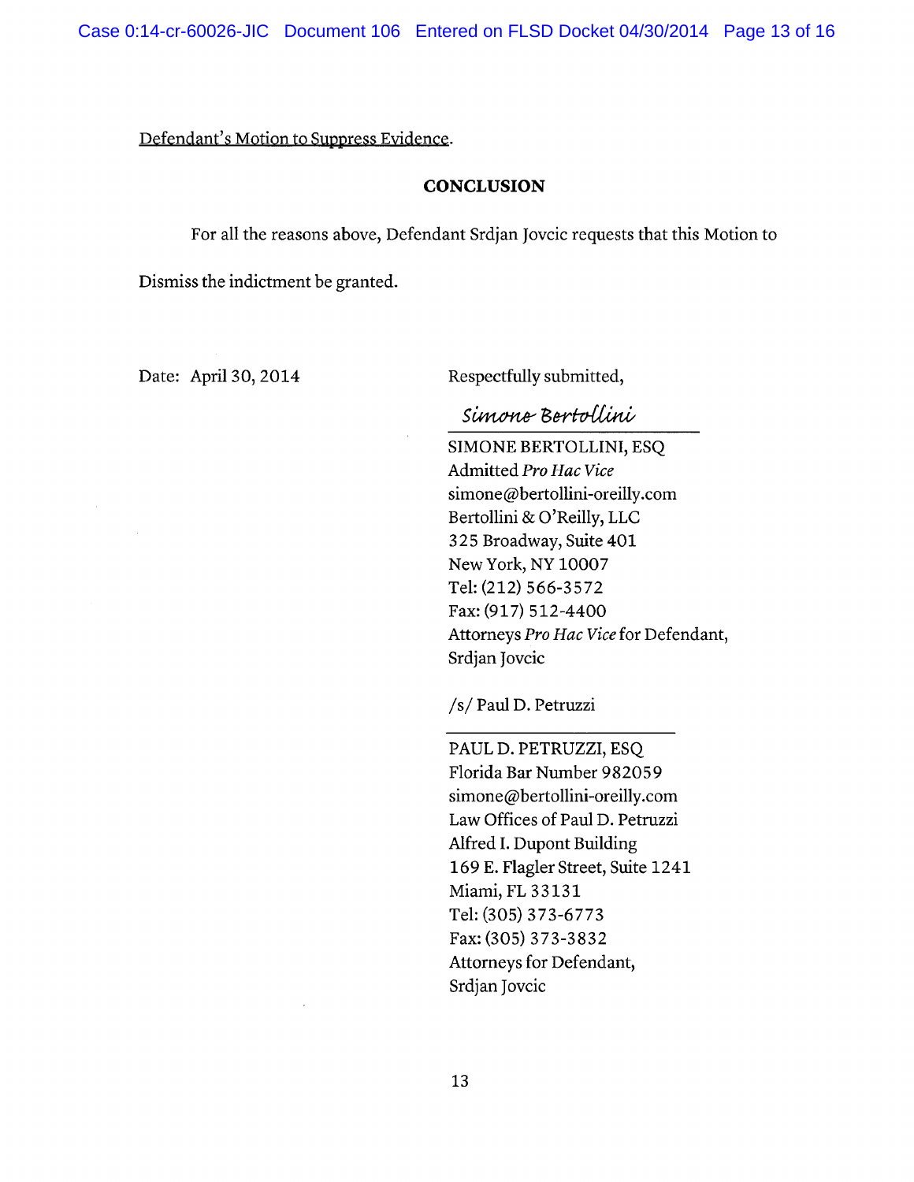Defendant's Motion to Suppress Evidence.

## CONCLUSION

For all the reasons above, Defendant Srdjan Jovcic requests that this Motion to Dismiss the indictment be granted.

Date: April 30, 2014

Respectfully submitted,

*Simone Bertollini*

SIMONE BERTOLLINI, ESQ
Admitted *Pro Hac Vice*
simone@bertollini-oreilly.com
Bertollini & O'Reilly, LLC
325 Broadway, Suite 401
New York, NY 10007
Tel: (212) 566-3572
Fax: (917) 512-4400
Attorneys *Pro Hac Vice* for Defendant,
Srdjan Jovcic

/s/ Paul D. Petruzzi

PAUL D. PETRUZZI, ESQ
Florida Bar Number 982059
simone@bertollini-oreilly.com
Law Offices of Paul D. Petruzzi
Alfred I. Dupont Building
169 E. Flagler Street, Suite 1241
Miami, FL 33131
Tel: (305) 373-6773
Fax: (305) 373-3832
Attorneys for Defendant,
Srdjan Jovcic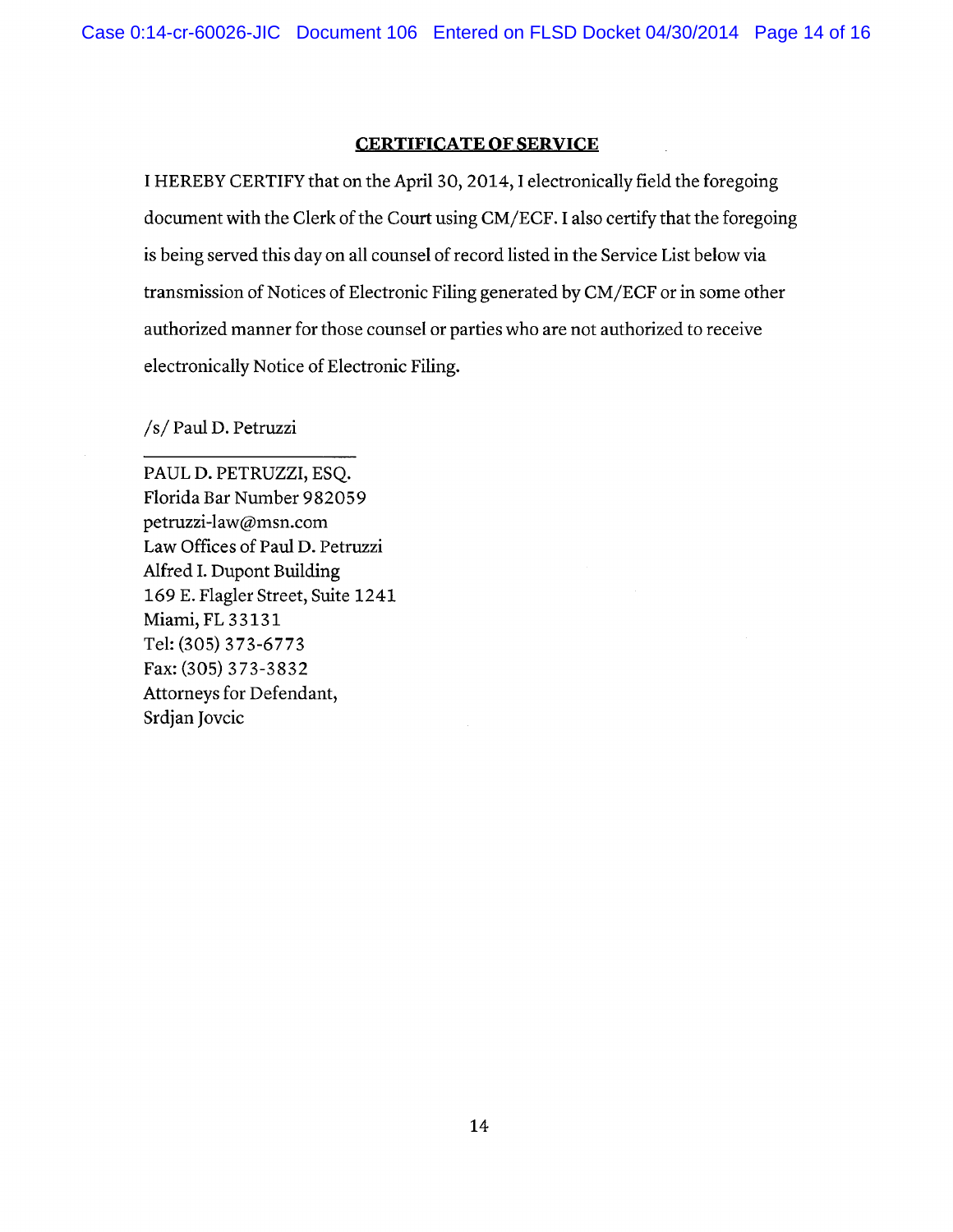## CERTIFICATE OF SERVICE

I HEREBY CERTIFY that on the April 30, 2014, I electronically field the foregoing document with the Clerk of the Court using CM/ECF. I also certify that the foregoing is being served this day on all counsel of record listed in the Service List below via transmission of Notices of Electronic Filing generated by CM/ECF or in some other authorized manner for those counsel or parties who are not authorized to receive electronically Notice of Electronic Filing.

/s/ Paul D. Petruzzi

---

PAUL D. PETRUZZI, ESQ.
Florida Bar Number 982059
petruzzi-law@msn.com
Law Offices of Paul D. Petruzzi
Alfred I. Dupont Building
169 E. Flagler Street, Suite 1241
Miami, FL 33131
Tel: (305) 373-6773
Fax: (305) 373-3832
Attorneys for Defendant,
Srdjan Jovcic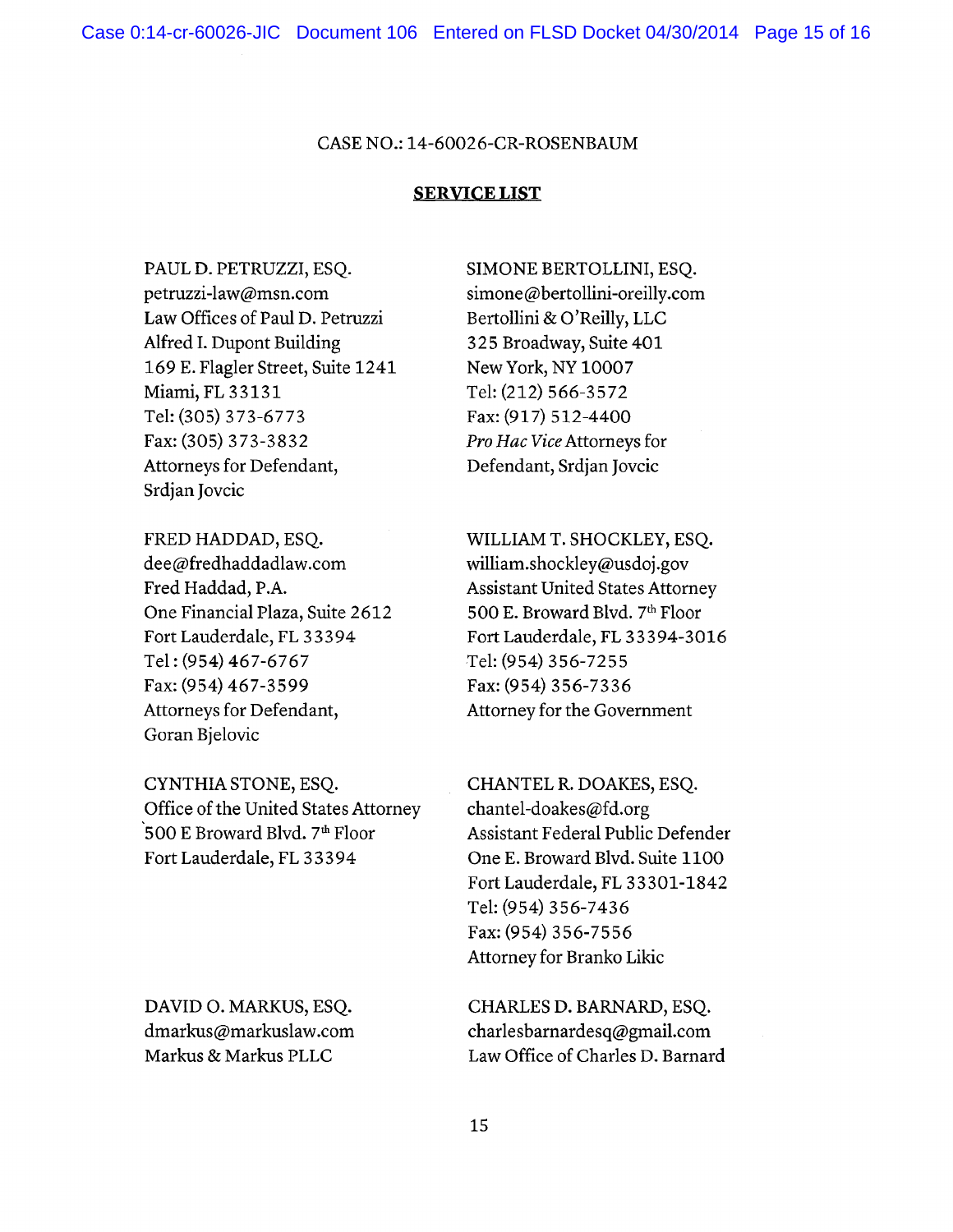CASE NO.: 14-60026-CR-ROSENBAUM

**SERVICE LIST**

PAUL D. PETRUZZI, ESQ.
petruzzi-law@msn.com
Law Offices of Paul D. Petruzzi
Alfred I. Dupont Building
169 E. Flagler Street, Suite 1241
Miami, FL 33131
Tel: (305) 373-6773
Fax: (305) 373-3832
Attorneys for Defendant,
Srdjan Jovcic

SIMONE BERTOLLINI, ESQ.
simone@bertollini-oreilly.com
Bertollini & O'Reilly, LLC
325 Broadway, Suite 401
New York, NY 10007
Tel: (212) 566-3572
Fax: (917) 512-4400
*Pro Hac Vice* Attorneys for
Defendant, Srdjan Jovcic

FRED HADDAD, ESQ.
dee@fredhaddadlaw.com
Fred Haddad, P.A.
One Financial Plaza, Suite 2612
Fort Lauderdale, FL 33394
Tel : (954) 467-6767
Fax: (954) 467-3599
Attorneys for Defendant,
Goran Bjelovic

WILLIAM T. SHOCKLEY, ESQ.
william.shockley@usdoj.gov
Assistant United States Attorney
500 E. Broward Blvd. 7th Floor
Fort Lauderdale, FL 33394-3016
Tel: (954) 356-7255
Fax: (954) 356-7336
Attorney for the Government

CYNTHIA STONE, ESQ.
Office of the United States Attorney
500 E Broward Blvd. 7th Floor
Fort Lauderdale, FL 33394

CHANTEL R. DOAKES, ESQ.
chantel-doakes@fd.org
Assistant Federal Public Defender
One E. Broward Blvd. Suite 1100
Fort Lauderdale, FL 33301-1842
Tel: (954) 356-7436
Fax: (954) 356-7556
Attorney for Branko Likic

DAVID O. MARKUS, ESQ.
dmarkus@markuslaw.com
Markus & Markus PLLC

CHARLES D. BARNARD, ESQ.
charlesbarnardesq@gmail.com
Law Office of Charles D. Barnard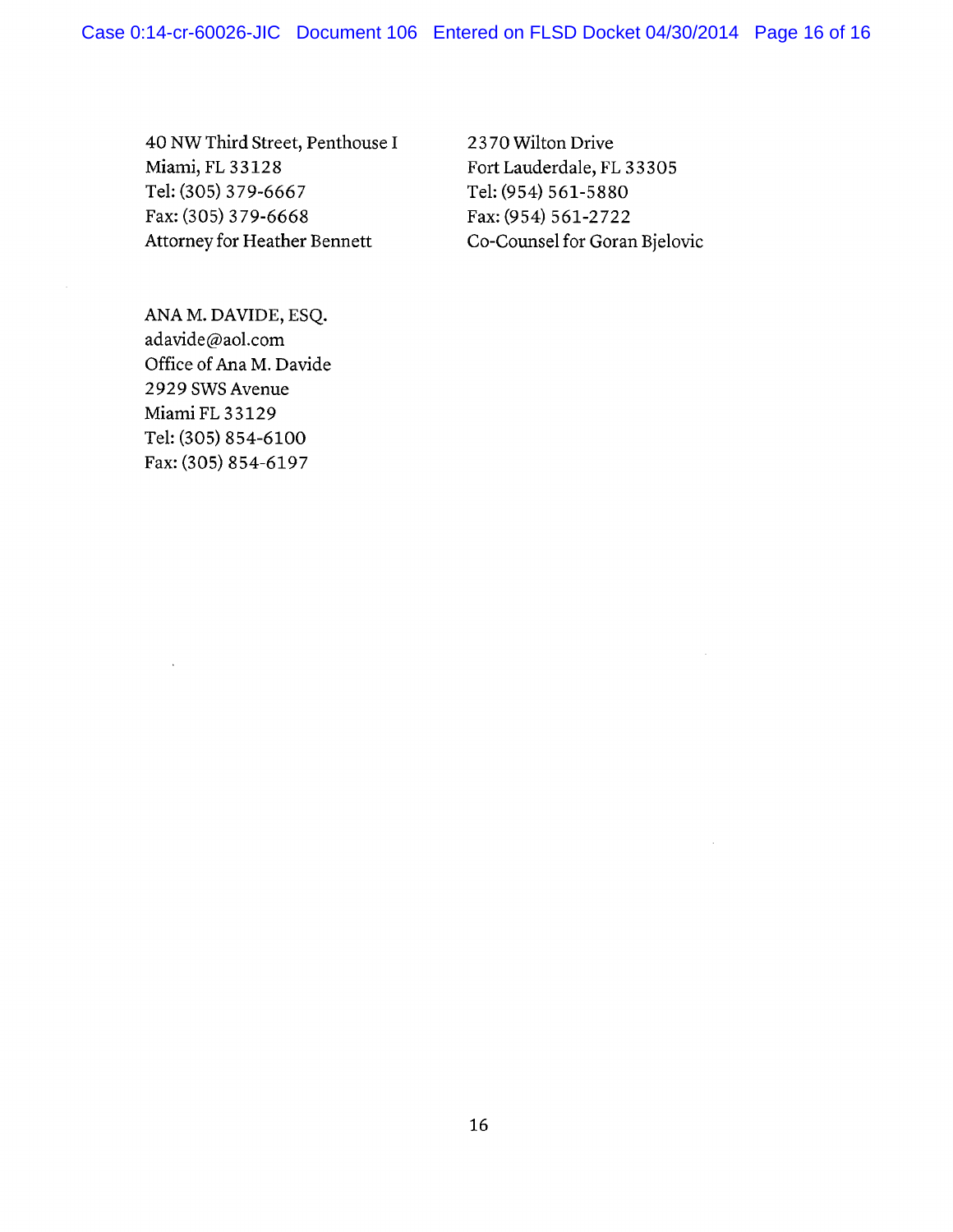40 NW Third Street, Penthouse I
Miami, FL 33128
Tel: (305) 379-6667
Fax: (305) 379-6668
Attorney for Heather Bennett

2370 Wilton Drive
Fort Lauderdale, FL 33305
Tel: (954) 561-5880
Fax: (954) 561-2722
Co-Counsel for Goran Bjelovic

ANA M. DAVIDE, ESQ.
adavide@aol.com
Office of Ana M. Davide
2929 SWS Avenue
Miami FL 33129
Tel: (305) 854-6100
Fax: (305) 854-6197